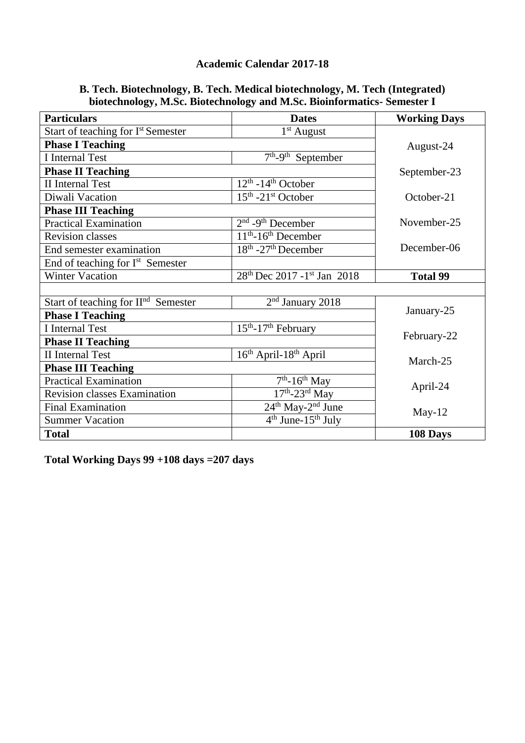**Academic Calendar 2017-18**

**B. Tech. Biotechnology, B. Tech. Medical biotechnology, M. Tech (Integrated) biotechnology, M.Sc. Biotechnology and M.Sc. Bioinformatics- Semester I**

| **Particulars** | **Dates** | **Working Days** |
|---|---|---|
| Start of teaching for I$^{st}$ Semester | 1$^{st}$ August | August-24 |
| **Phase I Teaching** | | |
| I Internal Test | 7$^{th}$-9$^{th}$ September | September-23 |
| **Phase II Teaching** | | |
| II Internal Test | 12$^{th}$ -14$^{th}$ October | |
| Diwali Vacation | 15$^{th}$ -21$^{st}$ October | October-21 |
| **Phase III Teaching** | | |
| Practical Examination | 2$^{nd}$ -9$^{th}$ December | November-25 |
| Revision classes | 11$^{th}$-16$^{th}$ December | |
| End semester examination | 18$^{th}$ -27$^{th}$ December | December-06 |
| End of teaching for I$^{st}$ Semester | | |
| Winter Vacation | 28$^{th}$ Dec 2017 -1$^{st}$ Jan 2018 | **Total 99** |
| | | |
| Start of teaching for II$^{nd}$ Semester | 2$^{nd}$ January 2018 | January-25 |
| **Phase I Teaching** | | |
| I Internal Test | 15$^{th}$-17$^{th}$ February | February-22 |
| **Phase II Teaching** | | |
| II Internal Test | 16$^{th}$ April-18$^{th}$ April | March-25 |
| **Phase III Teaching** | | |
| Practical Examination | 7$^{th}$-16$^{th}$ May | April-24 |
| Revision classes Examination | 17$^{th}$-23$^{rd}$ May | |
| Final Examination | 24$^{th}$ May-2$^{nd}$ June | May-12 |
| Summer Vacation | 4$^{th}$ June-15$^{th}$ July | |
| **Total** | | **108 Days** |

**Total Working Days 99 +108 days =207 days**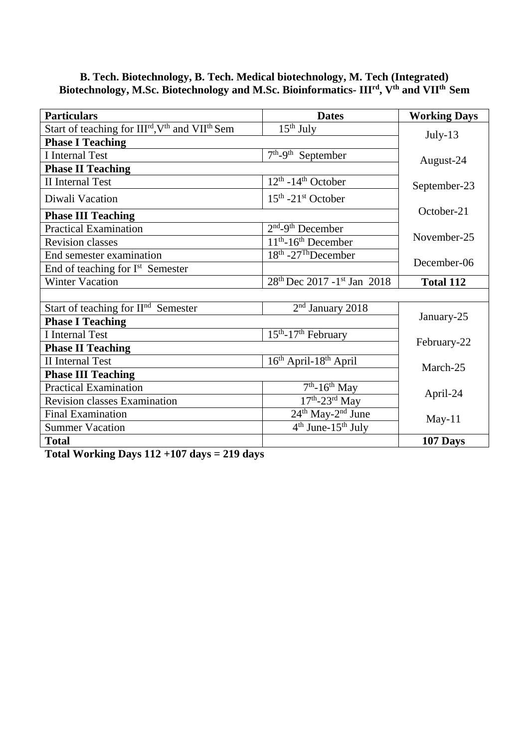**B. Tech. Biotechnology, B. Tech. Medical biotechnology, M. Tech (Integrated) Biotechnology, M.Sc. Biotechnology and M.Sc. Bioinformatics- III$^{rd}$, V$^{th}$ and VII$^{th}$ Sem**

| Particulars | Dates | Working Days |
|---|---|---|
| Start of teaching for III$^{rd}$,V$^{th}$ and VII$^{th}$ Sem | 15$^{th}$ July | July-13 |
| **Phase I Teaching** | | |
| I Internal Test | 7$^{th}$-9$^{th}$ September | August-24 |
| **Phase II Teaching** | | |
| II Internal Test | 12$^{th}$ -14$^{th}$ October | September-23 |
| Diwali Vacation | 15$^{th}$ -21$^{st}$ October | |
| **Phase III Teaching** | | October-21 |
| Practical Examination | 2$^{nd}$-9$^{th}$ December | November-25 |
| Revision classes | 11$^{th}$-16$^{th}$ December | |
| End semester examination | 18$^{th}$ -27$^{Th}$December | December-06 |
| End of teaching for I$^{st}$ Semester | | |
| Winter Vacation | 28$^{th}$ Dec 2017 -1$^{st}$ Jan 2018 | **Total 112** |
| | | |
| Start of teaching for II$^{nd}$ Semester | 2$^{nd}$ January 2018 | January-25 |
| **Phase I Teaching** | | |
| I Internal Test | 15$^{th}$-17$^{th}$ February | February-22 |
| **Phase II Teaching** | | |
| II Internal Test | 16$^{th}$ April-18$^{th}$ April | March-25 |
| **Phase III Teaching** | | |
| Practical Examination | 7$^{th}$-16$^{th}$ May | April-24 |
| Revision classes Examination | 17$^{th}$-23$^{rd}$ May | |
| Final Examination | 24$^{th}$ May-2$^{nd}$ June | May-11 |
| Summer Vacation | 4$^{th}$ June-15$^{th}$ July | |
| **Total** | | **107 Days** |

**Total Working Days 112 +107 days = 219 days**